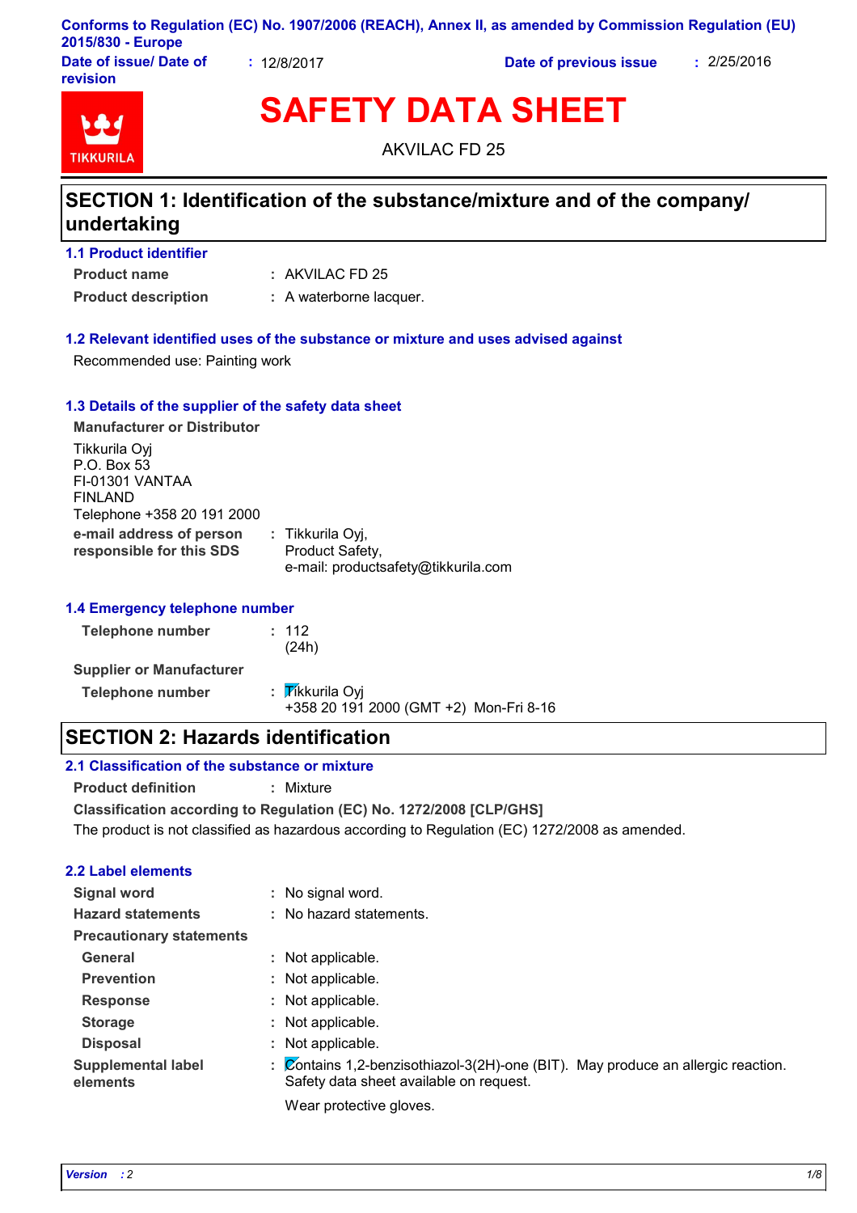Conforms to Regulation (EC) No. 1907/2006 (REACH), Annex II, as amended by Commission Regulation (EU) 2015/830 - Europe

**Date of issue/ Date of revision** : 12/8/2017 **Date of previous issue** : 2/25/2016

# SAFETY DATA SHEET

AKVILAC FD 25

## SECTION 1: Identification of the substance/mixture and of the company/undertaking

### 1.1 Product identifier

**Product name** : AKVILAC FD 25

**Product description** : A waterborne lacquer.

### 1.2 Relevant identified uses of the substance or mixture and uses advised against

Recommended use: Painting work

### 1.3 Details of the supplier of the safety data sheet

**Manufacturer or Distributor**

Tikkurila Oyj
P.O. Box 53
FI-01301 VANTAA
FINLAND
Telephone +358 20 191 2000

**e-mail address of person responsible for this SDS** : Tikkurila Oyj,
Product Safety,
e-mail: productsafety@tikkurila.com

### 1.4 Emergency telephone number

**Telephone number** : 112
(24h)

**Supplier or Manufacturer**

**Telephone number** : Tikkurila Oyj
+358 20 191 2000 (GMT +2) Mon-Fri 8-16

## SECTION 2: Hazards identification

### 2.1 Classification of the substance or mixture

**Product definition** : Mixture

**Classification according to Regulation (EC) No. 1272/2008 [CLP/GHS]**

The product is not classified as hazardous according to Regulation (EC) 1272/2008 as amended.

### 2.2 Label elements

**Signal word** : No signal word.

**Hazard statements** : No hazard statements.

**Precautionary statements**

**General** : Not applicable.

**Prevention** : Not applicable.

**Response** : Not applicable.

**Storage** : Not applicable.

**Disposal** : Not applicable.

**Supplemental label elements** : Contains 1,2-benzisothiazol-3(2H)-one (BIT). May produce an allergic reaction. Safety data sheet available on request.

Wear protective gloves.

*Version* : 2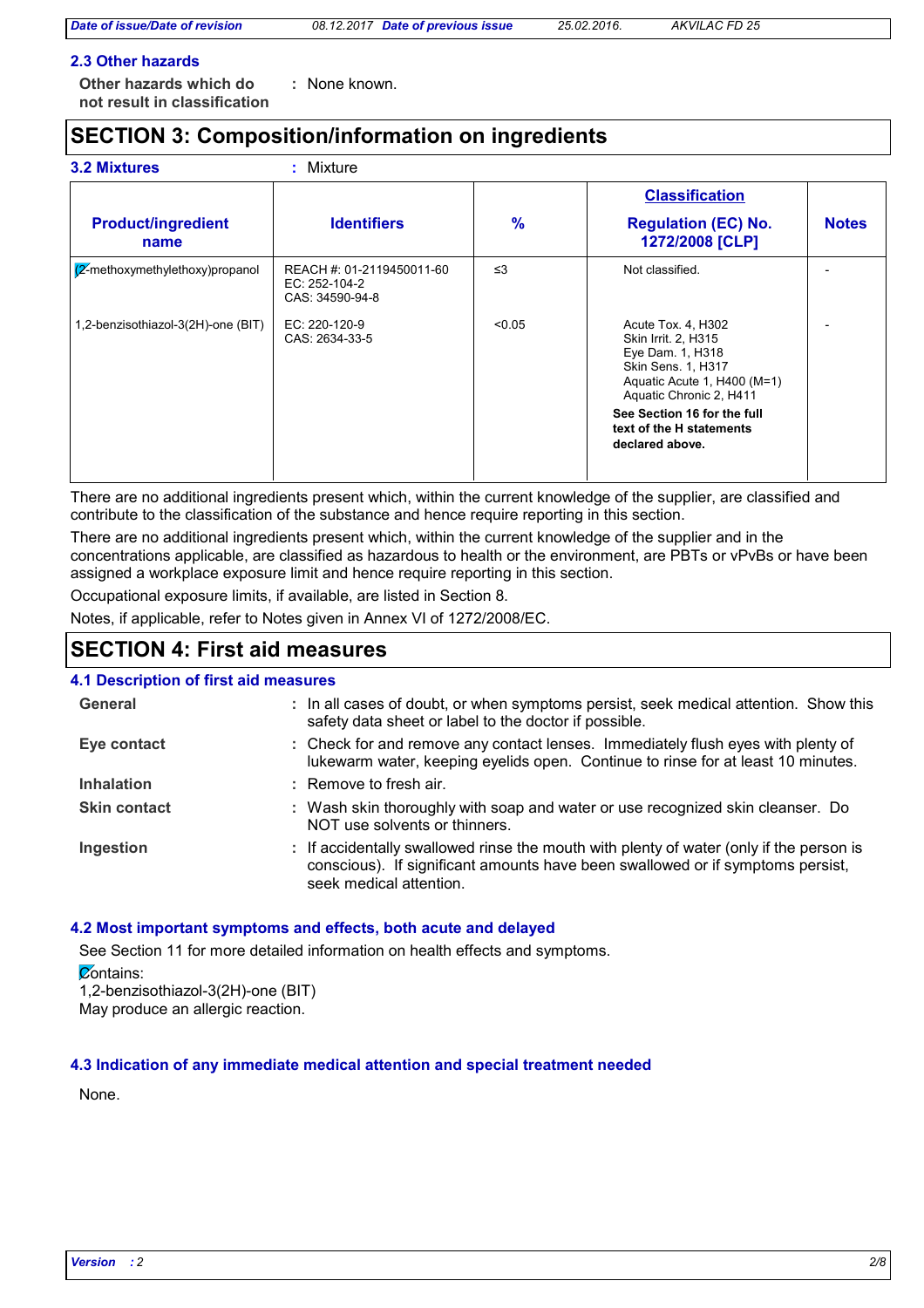### 2.3 Other hazards

**Other hazards which do not result in classification** : None known.

## SECTION 3: Composition/information on ingredients

### 3.2 Mixtures : Mixture

| Product/ingredient name | Identifiers | % | Classification Regulation (EC) No. 1272/2008 [CLP] | Notes |
|---|---|---|---|---|
| (2-methoxymethylethoxy)propanol | REACH #: 01-2119450011-60<br>EC: 252-104-2<br>CAS: 34590-94-8 | ≤3 | Not classified. | - |
| 1,2-benzisothiazol-3(2H)-one (BIT) | EC: 220-120-9<br>CAS: 2634-33-5 | <0.05 | Acute Tox. 4, H302<br>Skin Irrit. 2, H315<br>Eye Dam. 1, H318<br>Skin Sens. 1, H317<br>Aquatic Acute 1, H400 (M=1)<br>Aquatic Chronic 2, H411<br>**See Section 16 for the full text of the H statements declared above.** | - |

There are no additional ingredients present which, within the current knowledge of the supplier, are classified and contribute to the classification of the substance and hence require reporting in this section.

There are no additional ingredients present which, within the current knowledge of the supplier and in the concentrations applicable, are classified as hazardous to health or the environment, are PBTs or vPvBs or have been assigned a workplace exposure limit and hence require reporting in this section.

Occupational exposure limits, if available, are listed in Section 8.

Notes, if applicable, refer to Notes given in Annex VI of 1272/2008/EC.

## SECTION 4: First aid measures

### 4.1 Description of first aid measures

**General** : In all cases of doubt, or when symptoms persist, seek medical attention. Show this safety data sheet or label to the doctor if possible.

**Eye contact** : Check for and remove any contact lenses. Immediately flush eyes with plenty of lukewarm water, keeping eyelids open. Continue to rinse for at least 10 minutes.

**Inhalation** : Remove to fresh air.

**Skin contact** : Wash skin thoroughly with soap and water or use recognized skin cleanser. Do NOT use solvents or thinners.

**Ingestion** : If accidentally swallowed rinse the mouth with plenty of water (only if the person is conscious). If significant amounts have been swallowed or if symptoms persist, seek medical attention.

### 4.2 Most important symptoms and effects, both acute and delayed

See Section 11 for more detailed information on health effects and symptoms.

Contains:
1,2-benzisothiazol-3(2H)-one (BIT)
May produce an allergic reaction.

### 4.3 Indication of any immediate medical attention and special treatment needed

None.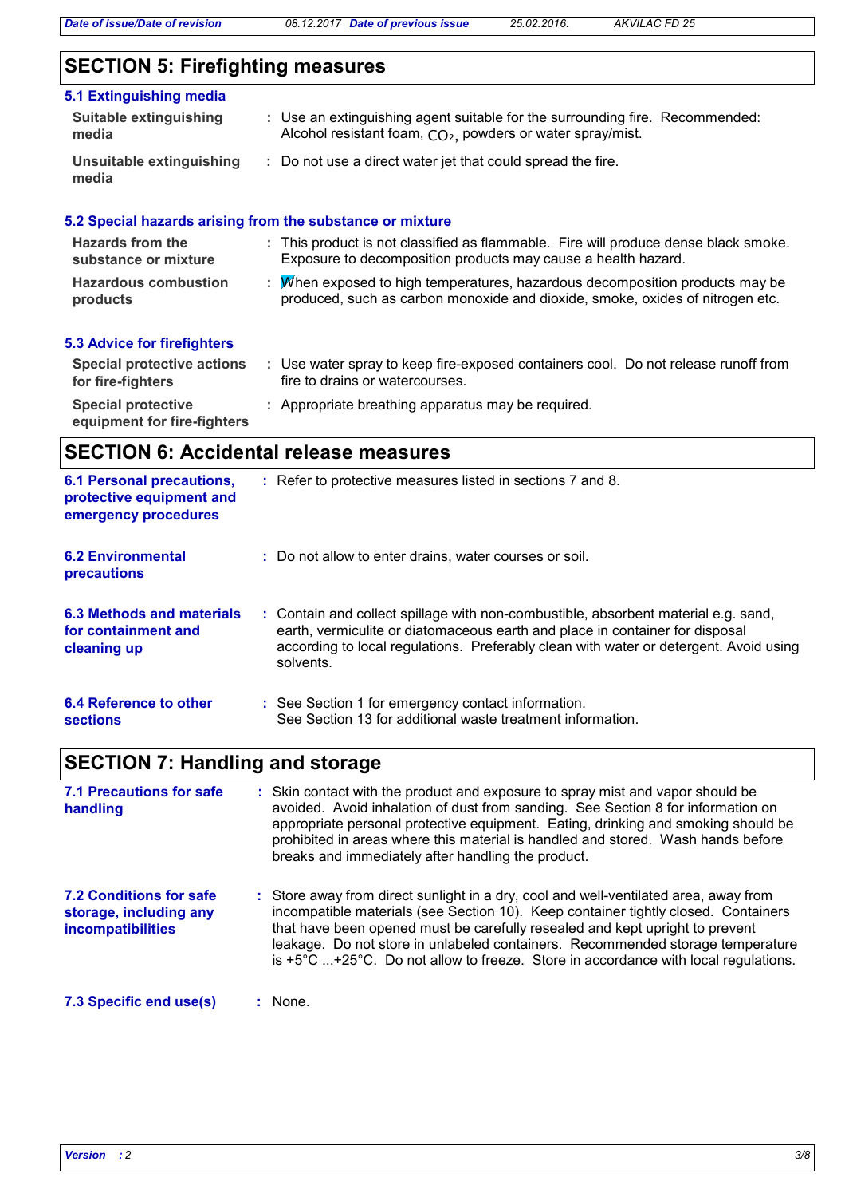## SECTION 5: Firefighting measures

### 5.1 Extinguishing media

**Suitable extinguishing media** : Use an extinguishing agent suitable for the surrounding fire. Recommended: Alcohol resistant foam, $CO_2$, powders or water spray/mist.

**Unsuitable extinguishing media** : Do not use a direct water jet that could spread the fire.

### 5.2 Special hazards arising from the substance or mixture

**Hazards from the substance or mixture** : This product is not classified as flammable. Fire will produce dense black smoke. Exposure to decomposition products may cause a health hazard.

**Hazardous combustion products** : When exposed to high temperatures, hazardous decomposition products may be produced, such as carbon monoxide and dioxide, smoke, oxides of nitrogen etc.

### 5.3 Advice for firefighters

**Special protective actions for fire-fighters** : Use water spray to keep fire-exposed containers cool. Do not release runoff from fire to drains or watercourses.

**Special protective equipment for fire-fighters** : Appropriate breathing apparatus may be required.

## SECTION 6: Accidental release measures

**6.1 Personal precautions, protective equipment and emergency procedures** : Refer to protective measures listed in sections 7 and 8.

**6.2 Environmental precautions** : Do not allow to enter drains, water courses or soil.

**6.3 Methods and materials for containment and cleaning up** : Contain and collect spillage with non-combustible, absorbent material e.g. sand, earth, vermiculite or diatomaceous earth and place in container for disposal according to local regulations. Preferably clean with water or detergent. Avoid using solvents.

**6.4 Reference to other sections** : See Section 1 for emergency contact information.
See Section 13 for additional waste treatment information.

## SECTION 7: Handling and storage

**7.1 Precautions for safe handling** : Skin contact with the product and exposure to spray mist and vapor should be avoided. Avoid inhalation of dust from sanding. See Section 8 for information on appropriate personal protective equipment. Eating, drinking and smoking should be prohibited in areas where this material is handled and stored. Wash hands before breaks and immediately after handling the product.

**7.2 Conditions for safe storage, including any incompatibilities** : Store away from direct sunlight in a dry, cool and well-ventilated area, away from incompatible materials (see Section 10). Keep container tightly closed. Containers that have been opened must be carefully resealed and kept upright to prevent leakage. Do not store in unlabeled containers. Recommended storage temperature is +5°C ...+25°C. Do not allow to freeze. Store in accordance with local regulations.

**7.3 Specific end use(s)** : None.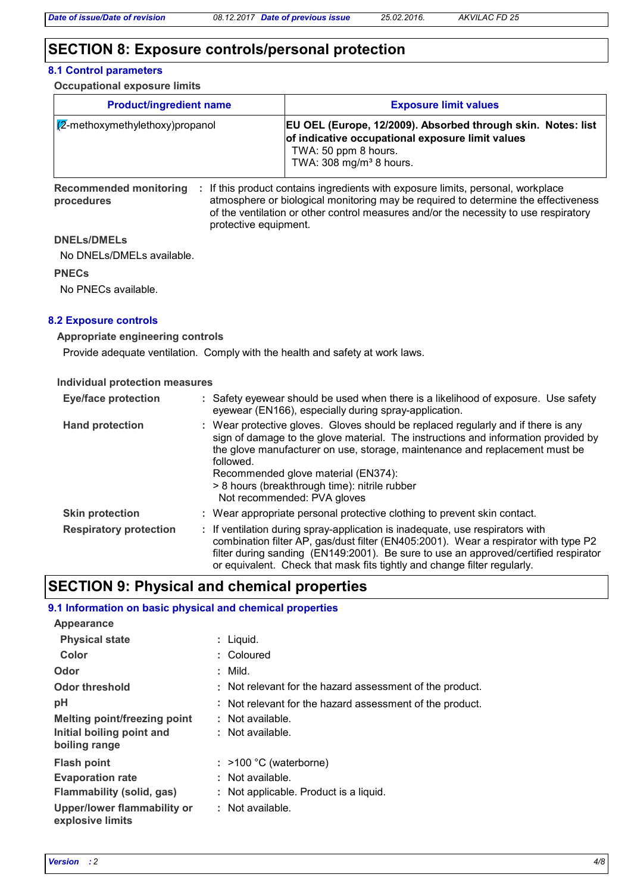# SECTION 8: Exposure controls/personal protection

## 8.1 Control parameters

**Occupational exposure limits**

| Product/ingredient name | Exposure limit values |
|---|---|
| (2-methoxymethylethoxy)propanol | **EU OEL (Europe, 12/2009). Absorbed through skin. Notes: list of indicative occupational exposure limit values**<br>TWA: 50 ppm 8 hours.<br>TWA: 308 mg/m³ 8 hours. |

**Recommended monitoring procedures** : If this product contains ingredients with exposure limits, personal, workplace atmosphere or biological monitoring may be required to determine the effectiveness of the ventilation or other control measures and/or the necessity to use respiratory protective equipment.

**DNELs/DMELs**

No DNELs/DMELs available.

**PNECs**

No PNECs available.

## 8.2 Exposure controls

**Appropriate engineering controls**

Provide adequate ventilation. Comply with the health and safety at work laws.

**Individual protection measures**

**Eye/face protection** : Safety eyewear should be used when there is a likelihood of exposure. Use safety eyewear (EN166), especially during spray-application.

**Hand protection** : Wear protective gloves. Gloves should be replaced regularly and if there is any sign of damage to the glove material. The instructions and information provided by the glove manufacturer on use, storage, maintenance and replacement must be followed.
Recommended glove material (EN374):
> 8 hours (breakthrough time): nitrile rubber
Not recommended: PVA gloves

**Skin protection** : Wear appropriate personal protective clothing to prevent skin contact.

**Respiratory protection** : If ventilation during spray-application is inadequate, use respirators with combination filter AP, gas/dust filter (EN405:2001). Wear a respirator with type P2 filter during sanding (EN149:2001). Be sure to use an approved/certified respirator or equivalent. Check that mask fits tightly and change filter regularly.

# SECTION 9: Physical and chemical properties

## 9.1 Information on basic physical and chemical properties

**Appearance**

**Physical state** : Liquid.

**Color** : Coloured

**Odor** : Mild.

**Odor threshold** : Not relevant for the hazard assessment of the product.

**pH** : Not relevant for the hazard assessment of the product.

**Melting point/freezing point** : Not available.

**Initial boiling point and boiling range** : Not available.

**Flash point** : >100 °C (waterborne)

**Evaporation rate** : Not available.

**Flammability (solid, gas)** : Not applicable. Product is a liquid.

**Upper/lower flammability or explosive limits** : Not available.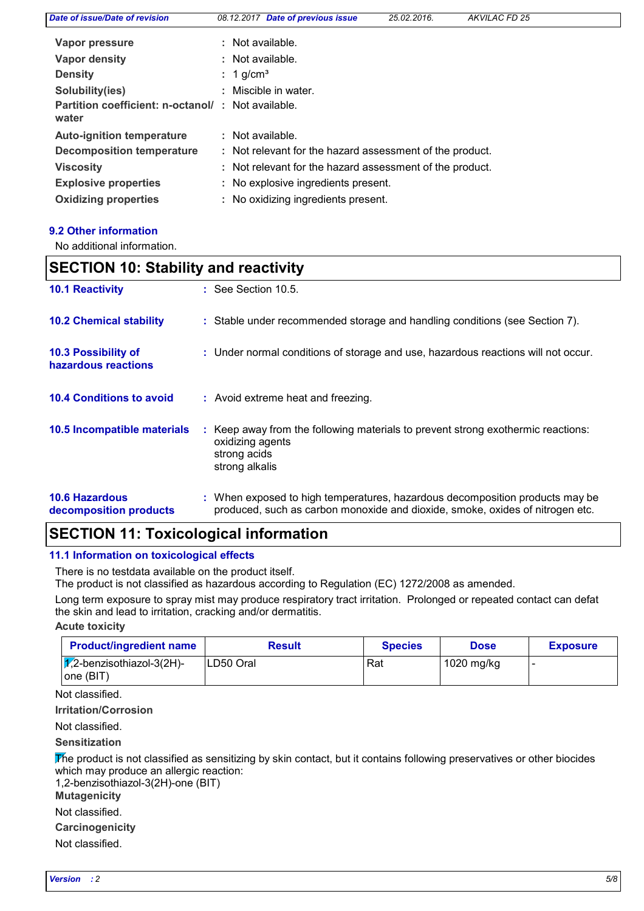| | | |
|---|---|---|
| **Vapor pressure** | : | Not available. |
| **Vapor density** | : | Not available. |
| **Density** | : | 1 g/cm³ |
| **Solubility(ies)** | : | Miscible in water. |
| **Partition coefficient: n-octanol/ water** | : | Not available. |
| **Auto-ignition temperature** | : | Not available. |
| **Decomposition temperature** | : | Not relevant for the hazard assessment of the product. |
| **Viscosity** | : | Not relevant for the hazard assessment of the product. |
| **Explosive properties** | : | No explosive ingredients present. |
| **Oxidizing properties** | : | No oxidizing ingredients present. |

### 9.2 Other information

No additional information.

## SECTION 10: Stability and reactivity

**10.1 Reactivity** : See Section 10.5.

**10.2 Chemical stability** : Stable under recommended storage and handling conditions (see Section 7).

**10.3 Possibility of hazardous reactions** : Under normal conditions of storage and use, hazardous reactions will not occur.

**10.4 Conditions to avoid** : Avoid extreme heat and freezing.

**10.5 Incompatible materials** : Keep away from the following materials to prevent strong exothermic reactions:
oxidizing agents
strong acids
strong alkalis

**10.6 Hazardous decomposition products** : When exposed to high temperatures, hazardous decomposition products may be produced, such as carbon monoxide and dioxide, smoke, oxides of nitrogen etc.

## SECTION 11: Toxicological information

### 11.1 Information on toxicological effects

There is no testdata available on the product itself.
The product is not classified as hazardous according to Regulation (EC) 1272/2008 as amended.

Long term exposure to spray mist may produce respiratory tract irritation. Prolonged or repeated contact can defat the skin and lead to irritation, cracking and/or dermatitis.

**Acute toxicity**

| Product/ingredient name | Result | Species | Dose | Exposure |
|---|---|---|---|---|
| 1,2-benzisothiazol-3(2H)-one (BIT) | LD50 Oral | Rat | 1020 mg/kg | - |

Not classified.

**Irritation/Corrosion**

Not classified.

**Sensitization**

The product is not classified as sensitizing by skin contact, but it contains following preservatives or other biocides which may produce an allergic reaction:
1,2-benzisothiazol-3(2H)-one (BIT)

**Mutagenicity**

Not classified.

**Carcinogenicity**

Not classified.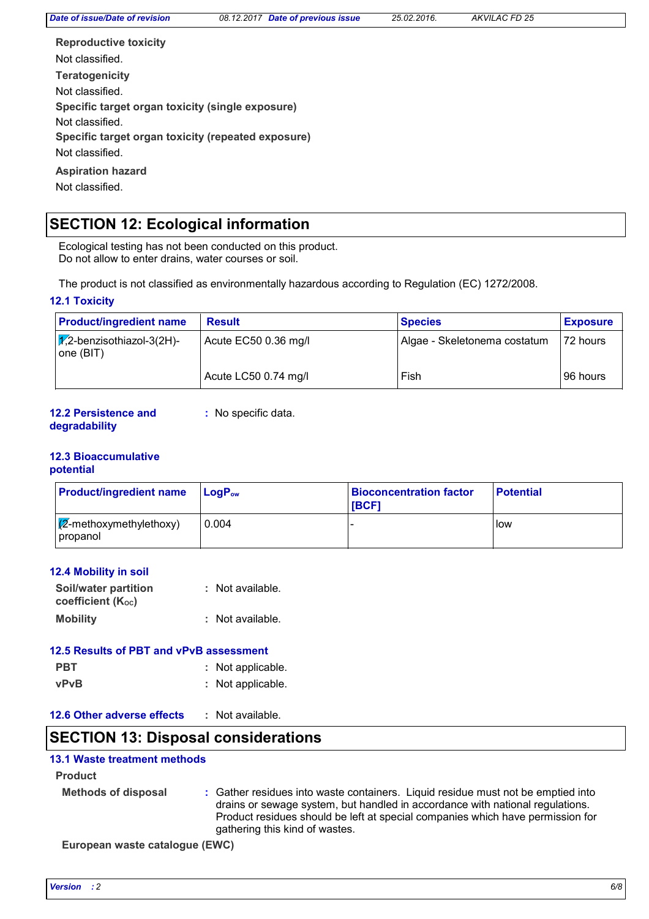**Reproductive toxicity**

Not classified.

**Teratogenicity**

Not classified.

**Specific target organ toxicity (single exposure)**

Not classified.

**Specific target organ toxicity (repeated exposure)**

Not classified.

**Aspiration hazard**

Not classified.

## SECTION 12: Ecological information

Ecological testing has not been conducted on this product.
Do not allow to enter drains, water courses or soil.

The product is not classified as environmentally hazardous according to Regulation (EC) 1272/2008.

### 12.1 Toxicity

| Product/ingredient name | Result | Species | Exposure |
|---|---|---|---|
| 1,2-benzisothiazol-3(2H)-one (BIT) | Acute EC50 0.36 mg/l | Algae - Skeletonema costatum | 72 hours |
| | Acute LC50 0.74 mg/l | Fish | 96 hours |

**12.2 Persistence and degradability** : No specific data.

### 12.3 Bioaccumulative potential

| Product/ingredient name | $LogP_{ow}$ | Bioconcentration factor [BCF] | Potential |
|---|---|---|---|
| (2-methoxymethylethoxy) propanol | 0.004 | - | low |

### 12.4 Mobility in soil

**Soil/water partition coefficient ($K_{OC}$)** : Not available.

**Mobility** : Not available.

### 12.5 Results of PBT and vPvB assessment

**PBT** : Not applicable.

**vPvB** : Not applicable.

**12.6 Other adverse effects** : Not available.

## SECTION 13: Disposal considerations

### 13.1 Waste treatment methods

**Product**

**Methods of disposal** : Gather residues into waste containers. Liquid residue must not be emptied into drains or sewage system, but handled in accordance with national regulations. Product residues should be left at special companies which have permission for gathering this kind of wastes.

**European waste catalogue (EWC)**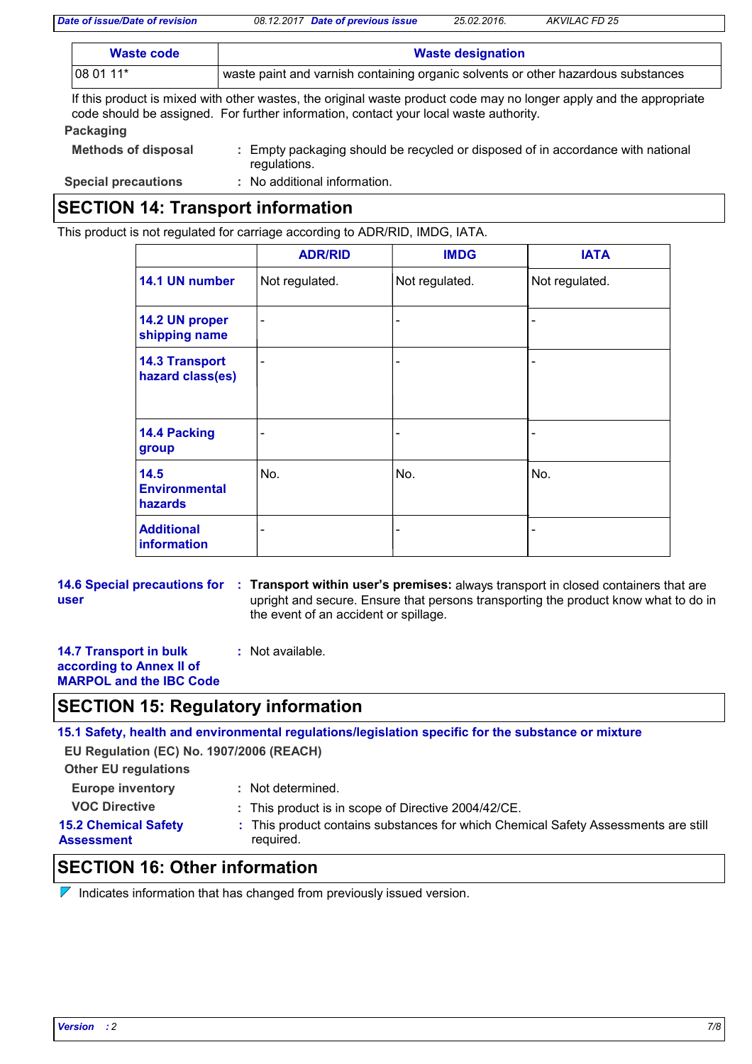| Waste code | Waste designation |
|---|---|
| 08 01 11* | waste paint and varnish containing organic solvents or other hazardous substances |

If this product is mixed with other wastes, the original waste product code may no longer apply and the appropriate code should be assigned. For further information, contact your local waste authority.

**Packaging**

**Methods of disposal** : Empty packaging should be recycled or disposed of in accordance with national regulations.

**Special precautions** : No additional information.

## SECTION 14: Transport information

This product is not regulated for carriage according to ADR/RID, IMDG, IATA.

| | ADR/RID | IMDG | IATA |
|---|---|---|---|
| **14.1 UN number** | Not regulated. | Not regulated. | Not regulated. |
| **14.2 UN proper shipping name** | - | - | - |
| **14.3 Transport hazard class(es)** | - | - | - |
| **14.4 Packing group** | - | - | - |
| **14.5 Environmental hazards** | No. | No. | No. |
| **Additional information** | - | - | - |

**14.6 Special precautions for user** : **Transport within user's premises:** always transport in closed containers that are upright and secure. Ensure that persons transporting the product know what to do in the event of an accident or spillage.

**14.7 Transport in bulk according to Annex II of MARPOL and the IBC Code** : Not available.

## SECTION 15: Regulatory information

**15.1 Safety, health and environmental regulations/legislation specific for the substance or mixture**

**EU Regulation (EC) No. 1907/2006 (REACH)**

**Other EU regulations**

**Europe inventory** : Not determined.

**VOC Directive** : This product is in scope of Directive 2004/42/CE.

**15.2 Chemical Safety Assessment** : This product contains substances for which Chemical Safety Assessments are still required.

## SECTION 16: Other information

Indicates information that has changed from previously issued version.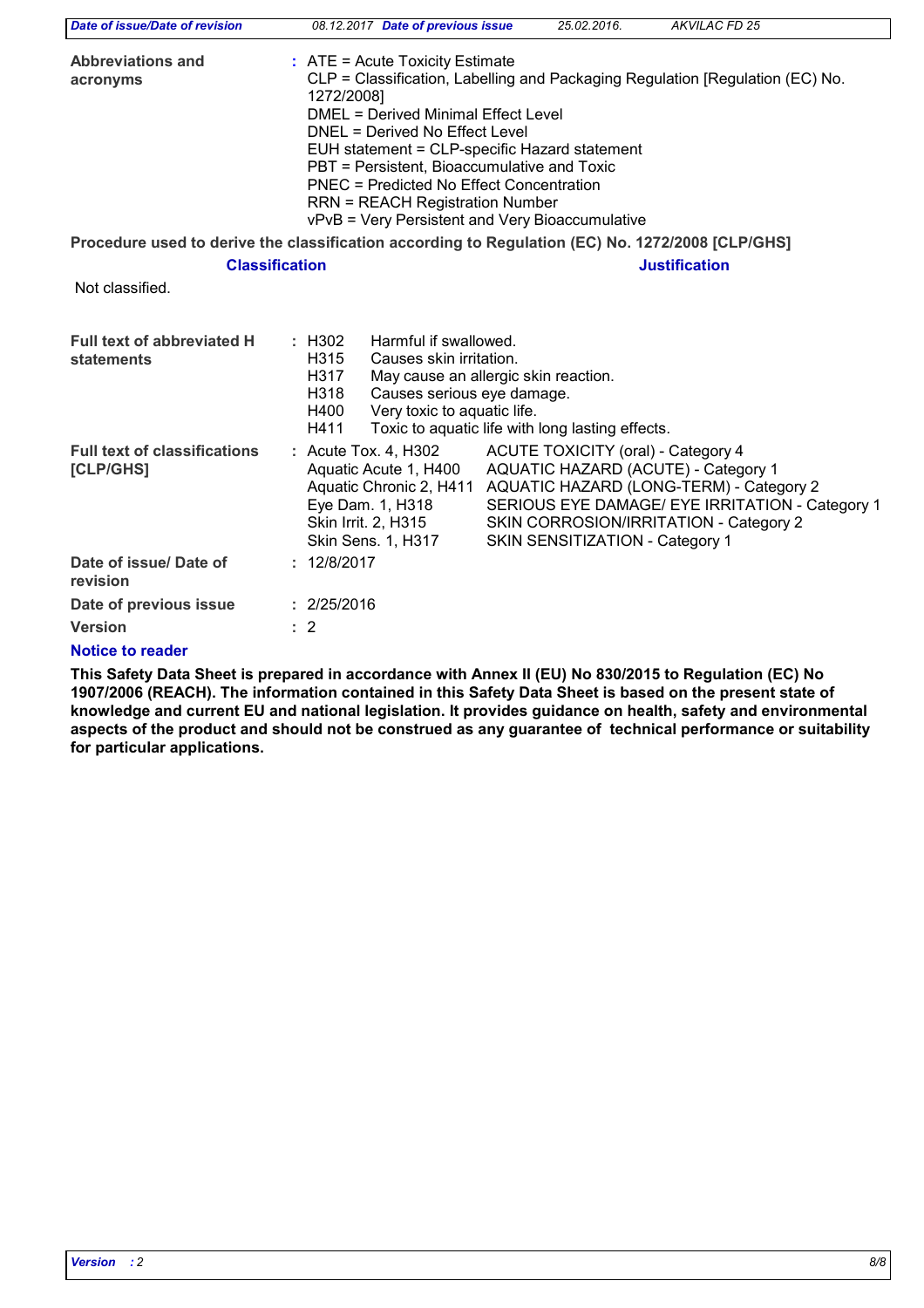**Abbreviations and acronyms** : ATE = Acute Toxicity Estimate
CLP = Classification, Labelling and Packaging Regulation [Regulation (EC) No. 1272/2008]
DMEL = Derived Minimal Effect Level
DNEL = Derived No Effect Level
EUH statement = CLP-specific Hazard statement
PBT = Persistent, Bioaccumulative and Toxic
PNEC = Predicted No Effect Concentration
RRN = REACH Registration Number
vPvB = Very Persistent and Very Bioaccumulative

**Procedure used to derive the classification according to Regulation (EC) No. 1272/2008 [CLP/GHS]**

| Classification | Justification |
| --- | --- |
| Not classified. | |

**Full text of abbreviated H statements** :

| | |
| --- | --- |
| H302 | Harmful if swallowed. |
| H315 | Causes skin irritation. |
| H317 | May cause an allergic skin reaction. |
| H318 | Causes serious eye damage. |
| H400 | Very toxic to aquatic life. |
| H411 | Toxic to aquatic life with long lasting effects. |

**Full text of classifications [CLP/GHS]** :

| | |
| --- | --- |
| Acute Tox. 4, H302 | ACUTE TOXICITY (oral) - Category 4 |
| Aquatic Acute 1, H400 | AQUATIC HAZARD (ACUTE) - Category 1 |
| Aquatic Chronic 2, H411 | AQUATIC HAZARD (LONG-TERM) - Category 2 |
| Eye Dam. 1, H318 | SERIOUS EYE DAMAGE/ EYE IRRITATION - Category 1 |
| Skin Irrit. 2, H315 | SKIN CORROSION/IRRITATION - Category 2 |
| Skin Sens. 1, H317 | SKIN SENSITIZATION - Category 1 |

**Date of issue/ Date of revision** : 12/8/2017

**Date of previous issue** : 2/25/2016

**Version** : 2

### Notice to reader

**This Safety Data Sheet is prepared in accordance with Annex II (EU) No 830/2015 to Regulation (EC) No 1907/2006 (REACH). The information contained in this Safety Data Sheet is based on the present state of knowledge and current EU and national legislation. It provides guidance on health, safety and environmental aspects of the product and should not be construed as any guarantee of technical performance or suitability for particular applications.**